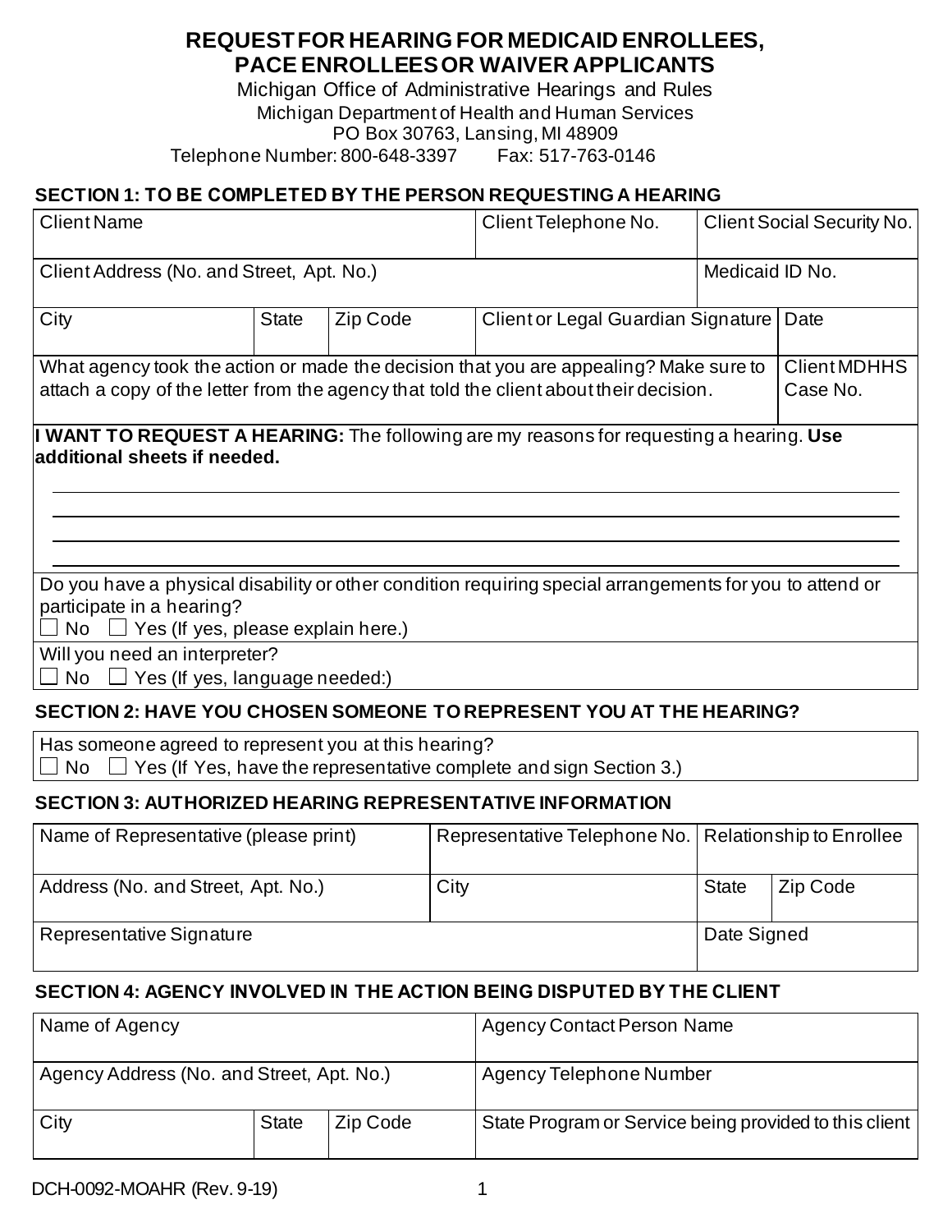# REQUEST FOR HEARING FOR MEDICAID ENROLLEES, PACE ENROLLEES OR WAIVER APPLICANTS

Michigan Office of Administrative Hearings and Rules
Michigan Department of Health and Human Services
PO Box 30763, Lansing, MI 48909
Telephone Number: 800-648-3397 Fax: 517-763-0146

## SECTION 1: TO BE COMPLETED BY THE PERSON REQUESTING A HEARING

| Client Name | | | Client Telephone No. | Client Social Security No. |
|---|---|---|---|---|
| Client Address (No. and Street, Apt. No.) | | | | Medicaid ID No. |
| City | State | Zip Code | Client or Legal Guardian Signature | Date |
| What agency took the action or made the decision that you are appealing? Make sure to attach a copy of the letter from the agency that told the client about their decision. | | | | Client MDHHS Case No. |

**I WANT TO REQUEST A HEARING:** The following are my reasons for requesting a hearing. **Use additional sheets if needed.**

\_\_\_\_\_\_\_\_\_\_\_\_\_\_\_\_\_\_\_\_\_\_\_\_\_\_\_\_\_\_\_\_\_\_\_\_\_\_\_\_\_\_\_\_\_\_\_\_\_\_\_\_\_\_\_\_\_\_\_\_\_\_\_\_

\_\_\_\_\_\_\_\_\_\_\_\_\_\_\_\_\_\_\_\_\_\_\_\_\_\_\_\_\_\_\_\_\_\_\_\_\_\_\_\_\_\_\_\_\_\_\_\_\_\_\_\_\_\_\_\_\_\_\_\_\_\_\_\_

\_\_\_\_\_\_\_\_\_\_\_\_\_\_\_\_\_\_\_\_\_\_\_\_\_\_\_\_\_\_\_\_\_\_\_\_\_\_\_\_\_\_\_\_\_\_\_\_\_\_\_\_\_\_\_\_\_\_\_\_\_\_\_\_

\_\_\_\_\_\_\_\_\_\_\_\_\_\_\_\_\_\_\_\_\_\_\_\_\_\_\_\_\_\_\_\_\_\_\_\_\_\_\_\_\_\_\_\_\_\_\_\_\_\_\_\_\_\_\_\_\_\_\_\_\_\_\_\_

Do you have a physical disability or other condition requiring special arrangements for you to attend or participate in a hearing?
☐ No ☐ Yes (If yes, please explain here.)

Will you need an interpreter?
☐ No ☐ Yes (If yes, language needed:)

## SECTION 2: HAVE YOU CHOSEN SOMEONE TO REPRESENT YOU AT THE HEARING?

Has someone agreed to represent you at this hearing?
☐ No ☐ Yes (If Yes, have the representative complete and sign Section 3.)

## SECTION 3: AUTHORIZED HEARING REPRESENTATIVE INFORMATION

| Name of Representative (please print) | Representative Telephone No. | Relationship to Enrollee | |
|---|---|---|---|
| Address (No. and Street, Apt. No.) | City | State | Zip Code |
| Representative Signature | | Date Signed | |

## SECTION 4: AGENCY INVOLVED IN THE ACTION BEING DISPUTED BY THE CLIENT

| Name of Agency | | | Agency Contact Person Name |
|---|---|---|---|
| Agency Address (No. and Street, Apt. No.) | | | Agency Telephone Number |
| City | State | Zip Code | State Program or Service being provided to this client |

DCH-0092-MOAHR (Rev. 9-19)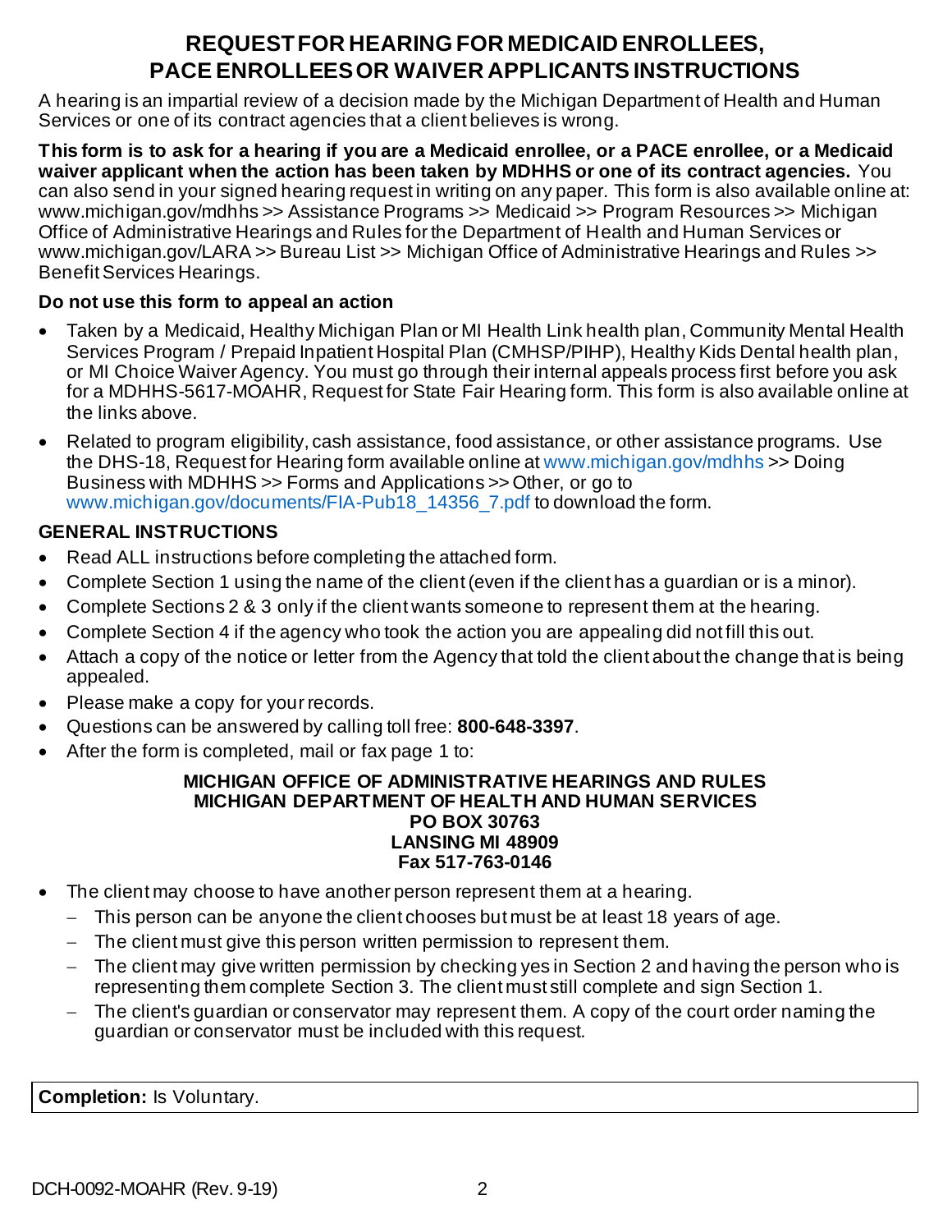# REQUEST FOR HEARING FOR MEDICAID ENROLLEES, PACE ENROLLEES OR WAIVER APPLICANTS INSTRUCTIONS

A hearing is an impartial review of a decision made by the Michigan Department of Health and Human Services or one of its contract agencies that a client believes is wrong.

**This form is to ask for a hearing if you are a Medicaid enrollee, or a PACE enrollee, or a Medicaid waiver applicant when the action has been taken by MDHHS or one of its contract agencies.** You can also send in your signed hearing request in writing on any paper. This form is also available online at: www.michigan.gov/mdhhs >> Assistance Programs >> Medicaid >> Program Resources >> Michigan Office of Administrative Hearings and Rules for the Department of Health and Human Services or www.michigan.gov/LARA >> Bureau List >> Michigan Office of Administrative Hearings and Rules >> Benefit Services Hearings.

**Do not use this form to appeal an action**

- Taken by a Medicaid, Healthy Michigan Plan or MI Health Link health plan, Community Mental Health Services Program / Prepaid Inpatient Hospital Plan (CMHSP/PIHP), Healthy Kids Dental health plan, or MI Choice Waiver Agency. You must go through their internal appeals process first before you ask for a MDHHS-5617-MOAHR, Request for State Fair Hearing form. This form is also available online at the links above.
- Related to program eligibility, cash assistance, food assistance, or other assistance programs. Use the DHS-18, Request for Hearing form available online at www.michigan.gov/mdhhs >> Doing Business with MDHHS >> Forms and Applications >> Other, or go to www.michigan.gov/documents/FIA-Pub18_14356_7.pdf to download the form.

**GENERAL INSTRUCTIONS**

- Read ALL instructions before completing the attached form.
- Complete Section 1 using the name of the client (even if the client has a guardian or is a minor).
- Complete Sections 2 & 3 only if the client wants someone to represent them at the hearing.
- Complete Section 4 if the agency who took the action you are appealing did not fill this out.
- Attach a copy of the notice or letter from the Agency that told the client about the change that is being appealed.
- Please make a copy for your records.
- Questions can be answered by calling toll free: **800-648-3397**.
- After the form is completed, mail or fax page 1 to:

**MICHIGAN OFFICE OF ADMINISTRATIVE HEARINGS AND RULES**
**MICHIGAN DEPARTMENT OF HEALTH AND HUMAN SERVICES**
**PO BOX 30763**
**LANSING MI 48909**
**Fax 517-763-0146**

- The client may choose to have another person represent them at a hearing.
  - This person can be anyone the client chooses but must be at least 18 years of age.
  - The client must give this person written permission to represent them.
  - The client may give written permission by checking yes in Section 2 and having the person who is representing them complete Section 3. The client must still complete and sign Section 1.
  - The client's guardian or conservator may represent them. A copy of the court order naming the guardian or conservator must be included with this request.

**Completion:** Is Voluntary.

DCH-0092-MOAHR (Rev. 9-19)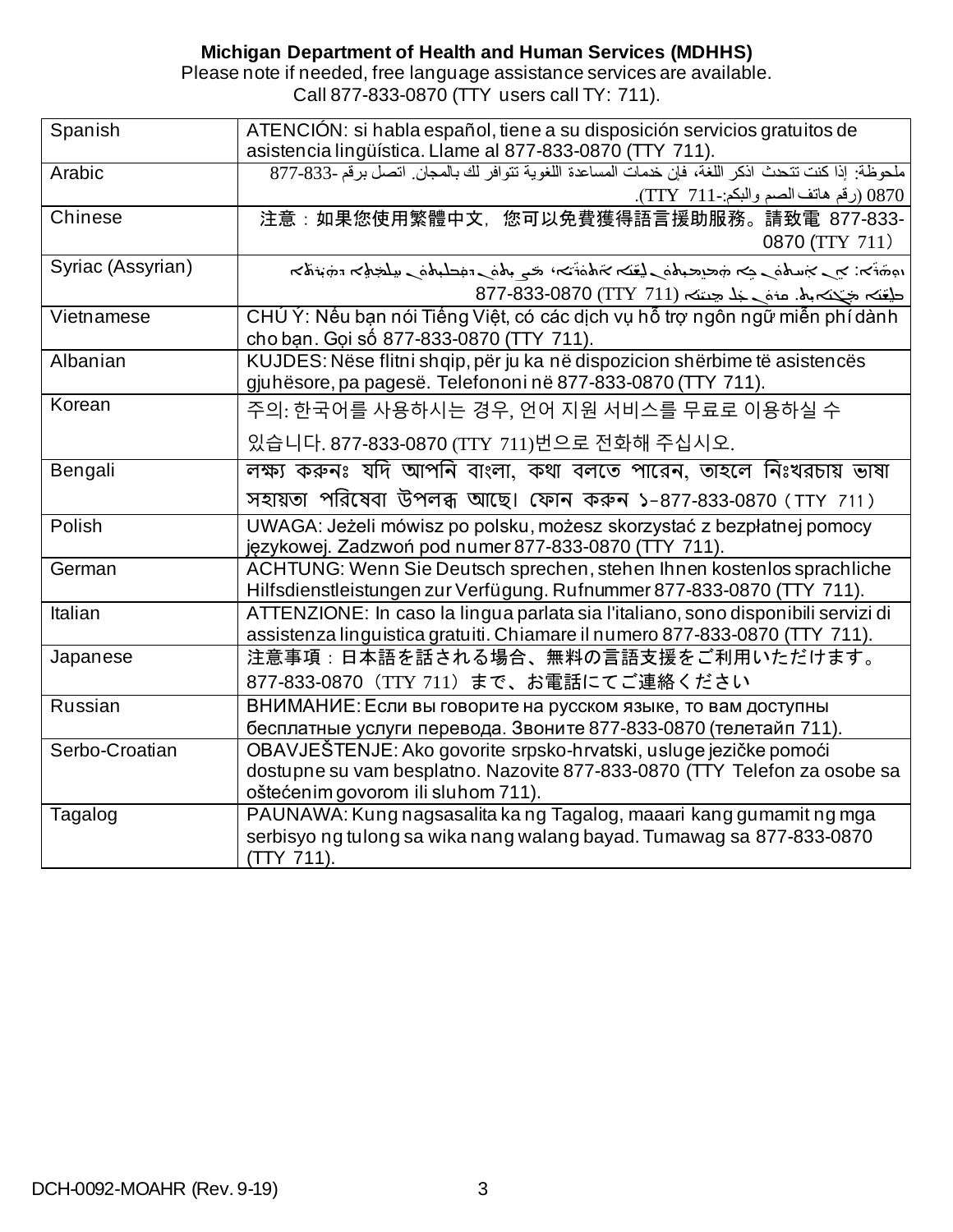**Michigan Department of Health and Human Services (MDHHS)**

Please note if needed, free language assistance services are available.
Call 877-833-0870 (TTY users call TY: 711).

| | |
|---|---|
| Spanish | ATENCIÓN: si habla español, tiene a su disposición servicios gratuitos de asistencia lingüística. Llame al 877-833-0870 (TTY 711). |
| Arabic | ملحوظة: إذا كنت تتحدث اذكر اللغة، فإن خدمات المساعدة اللغوية تتوافر لك بالمجان. اتصل برقم 877-833-0870 (رقم هاتف الصم والبكم:-TTY 711). |
| Chinese | 注意：如果您使用繁體中文，您可以免費獲得語言援助服務。請致電 877-833-0870 (TTY 711) |
| Syriac (Assyrian) | ܙܘܗܪܐ: ܐܢ ܐܢܬ ܡܡܠܠ ܐܢܬ ܠܫܢܐ ܐܬܘܪܝܐ، ܟܐ ܐܝܬ ܠܘܟ ܬܫܡܫܝܬܐ ܕܥܘܕܪܢܐ ܕܠܫܢܐ ܡܓܢ. ܩܪܝ ܥܠ ܡܢܝܢܐ (TTY 711) 877-833-0870 |
| Vietnamese | CHÚ Ý: Nếu bạn nói Tiếng Việt, có các dịch vụ hỗ trợ ngôn ngữ miễn phí dành cho bạn. Gọi số 877-833-0870 (TTY 711). |
| Albanian | KUJDES: Nëse flitni shqip, për ju ka në dispozicion shërbime të asistencës gjuhësore, pa pagesë. Telefononi në 877-833-0870 (TTY 711). |
| Korean | 주의: 한국어를 사용하시는 경우, 언어 지원 서비스를 무료로 이용하실 수 있습니다. 877-833-0870 (TTY 711)번으로 전화해 주십시오. |
| Bengali | লক্ষ্য করুনঃ যদি আপনি বাংলা, কথা বলতে পারেন, তাহলে নিঃখরচায় ভাষা সহায়তা পরিষেবা উপলব্ধ আছে। ফোন করুন ১-877-833-0870 (TTY 711) |
| Polish | UWAGA: Jeżeli mówisz po polsku, możesz skorzystać z bezpłatnej pomocy językowej. Zadzwoń pod numer 877-833-0870 (TTY 711). |
| German | ACHTUNG: Wenn Sie Deutsch sprechen, stehen Ihnen kostenlos sprachliche Hilfsdienstleistungen zur Verfügung. Rufnummer 877-833-0870 (TTY 711). |
| Italian | ATTENZIONE: In caso la lingua parlata sia l'italiano, sono disponibili servizi di assistenza linguistica gratuiti. Chiamare il numero 877-833-0870 (TTY 711). |
| Japanese | 注意事項：日本語を話される場合、無料の言語支援をご利用いただけます。877-833-0870（TTY 711）まで、お電話にてご連絡ください |
| Russian | ВНИМАНИЕ: Если вы говорите на русском языке, то вам доступны бесплатные услуги перевода. Звоните 877-833-0870 (телетайп 711). |
| Serbo-Croatian | OBAVJEŠTENJE: Ako govorite srpsko-hrvatski, usluge jezičke pomoći dostupne su vam besplatno. Nazovite 877-833-0870 (TTY Telefon za osobe sa oštećenim govorom ili sluhom 711). |
| Tagalog | PAUNAWA: Kung nagsasalita ka ng Tagalog, maaari kang gumamit ng mga serbisyo ng tulong sa wika nang walang bayad. Tumawag sa 877-833-0870 (TTY 711). |

DCH-0092-MOAHR (Rev. 9-19)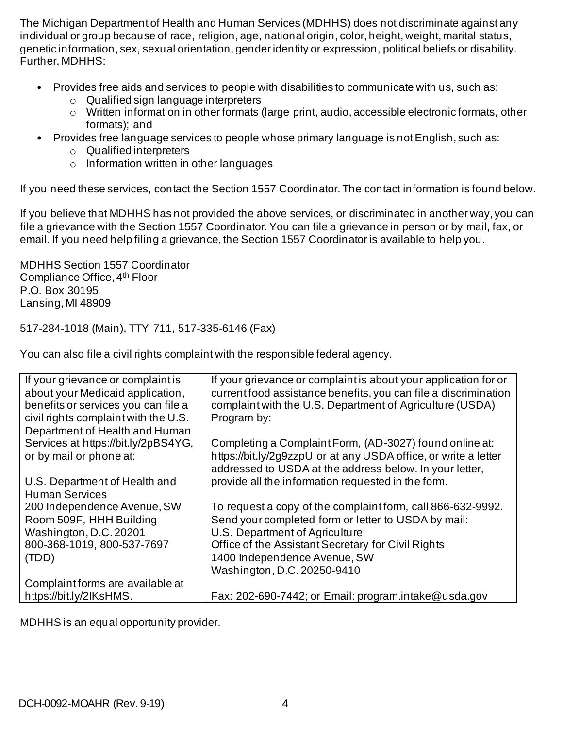The Michigan Department of Health and Human Services (MDHHS) does not discriminate against any individual or group because of race, religion, age, national origin, color, height, weight, marital status, genetic information, sex, sexual orientation, gender identity or expression, political beliefs or disability. Further, MDHHS:

- Provides free aids and services to people with disabilities to communicate with us, such as:
  - Qualified sign language interpreters
  - Written information in other formats (large print, audio, accessible electronic formats, other formats); and
- Provides free language services to people whose primary language is not English, such as:
  - Qualified interpreters
  - Information written in other languages

If you need these services, contact the Section 1557 Coordinator. The contact information is found below.

If you believe that MDHHS has not provided the above services, or discriminated in another way, you can file a grievance with the Section 1557 Coordinator. You can file a grievance in person or by mail, fax, or email. If you need help filing a grievance, the Section 1557 Coordinator is available to help you.

MDHHS Section 1557 Coordinator
Compliance Office, 4th Floor
P.O. Box 30195
Lansing, MI 48909

517-284-1018 (Main), TTY 711, 517-335-6146 (Fax)

You can also file a civil rights complaint with the responsible federal agency.

| | |
|---|---|
| If your grievance or complaint is about your Medicaid application, benefits or services you can file a civil rights complaint with the U.S. Department of Health and Human Services at https://bit.ly/2pBS4YG, or by mail or phone at:<br><br>U.S. Department of Health and Human Services<br>200 Independence Avenue, SW<br>Room 509F, HHH Building<br>Washington, D.C. 20201<br>800-368-1019, 800-537-7697 (TDD)<br><br>Complaint forms are available at https://bit.ly/2IKsHMS. | If your grievance or complaint is about your application for or current food assistance benefits, you can file a discrimination complaint with the U.S. Department of Agriculture (USDA) Program by:<br><br>Completing a Complaint Form, (AD-3027) found online at: https://bit.ly/2g9zzpU or at any USDA office, or write a letter addressed to USDA at the address below. In your letter, provide all the information requested in the form.<br><br>To request a copy of the complaint form, call 866-632-9992. Send your completed form or letter to USDA by mail:<br>U.S. Department of Agriculture<br>Office of the Assistant Secretary for Civil Rights<br>1400 Independence Avenue, SW<br>Washington, D.C. 20250-9410<br><br>Fax: 202-690-7442; or Email: program.intake@usda.gov |

MDHHS is an equal opportunity provider.

DCH-0092-MOAHR (Rev. 9-19)